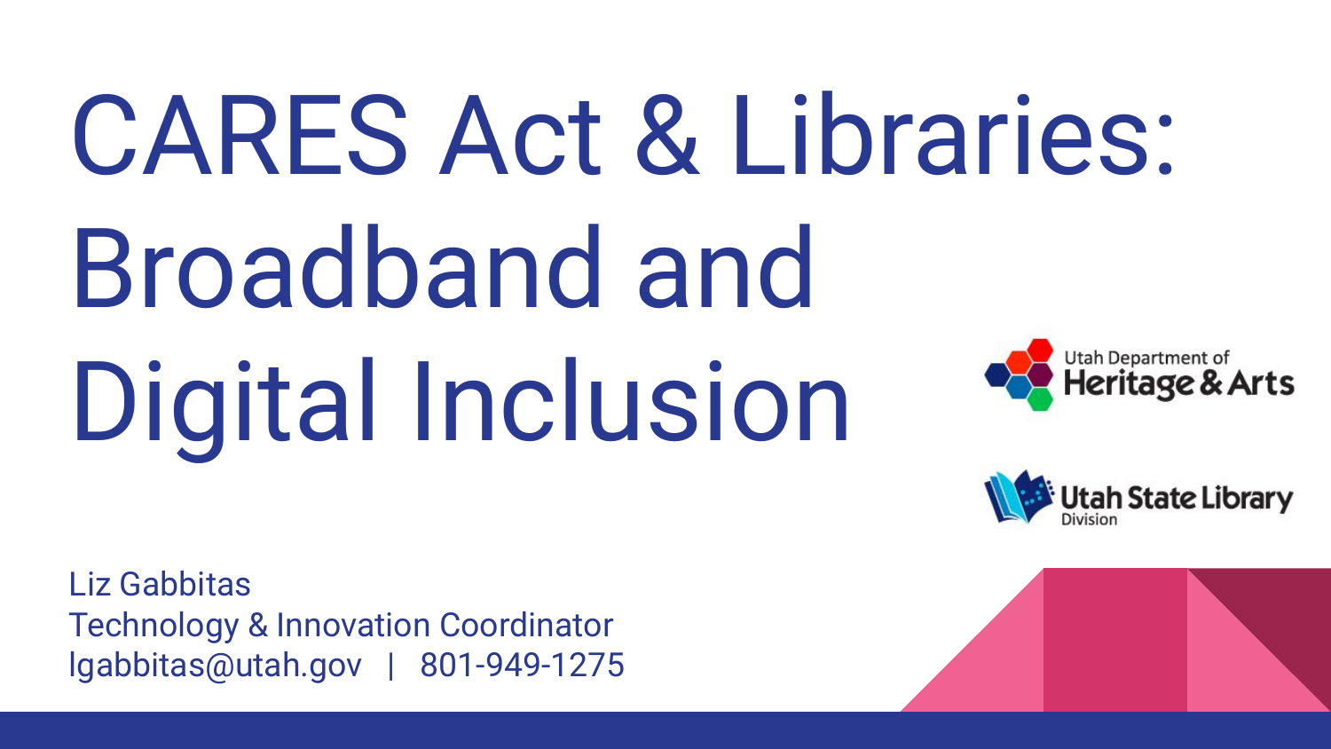# CARES Act & Libraries: Broadband and Digital Inclusion

Utah Department of Heritage & Arts

Utah State Library Division

Liz Gabbitas
Technology & Innovation Coordinator
lgabbitas@utah.gov | 801-949-1275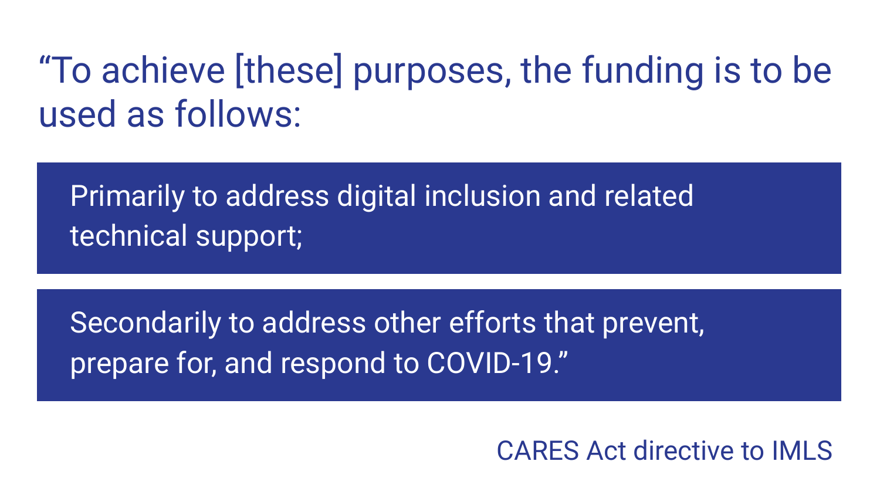"To achieve [these] purposes, the funding is to be used as follows:

> Primarily to address digital inclusion and related technical support;

> Secondarily to address other efforts that prevent, prepare for, and respond to COVID-19."

CARES Act directive to IMLS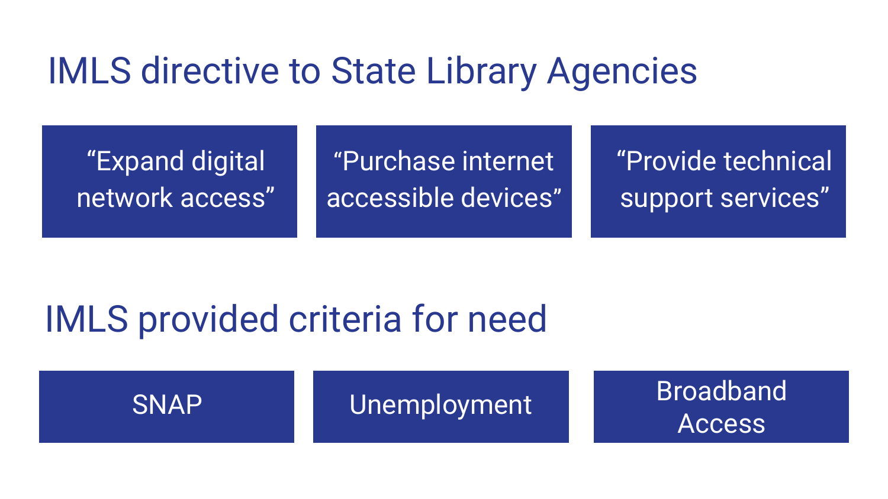# IMLS directive to State Library Agencies

- “Expand digital network access”
- “Purchase internet accessible devices”
- “Provide technical support services”

# IMLS provided criteria for need

- SNAP
- Unemployment
- Broadband Access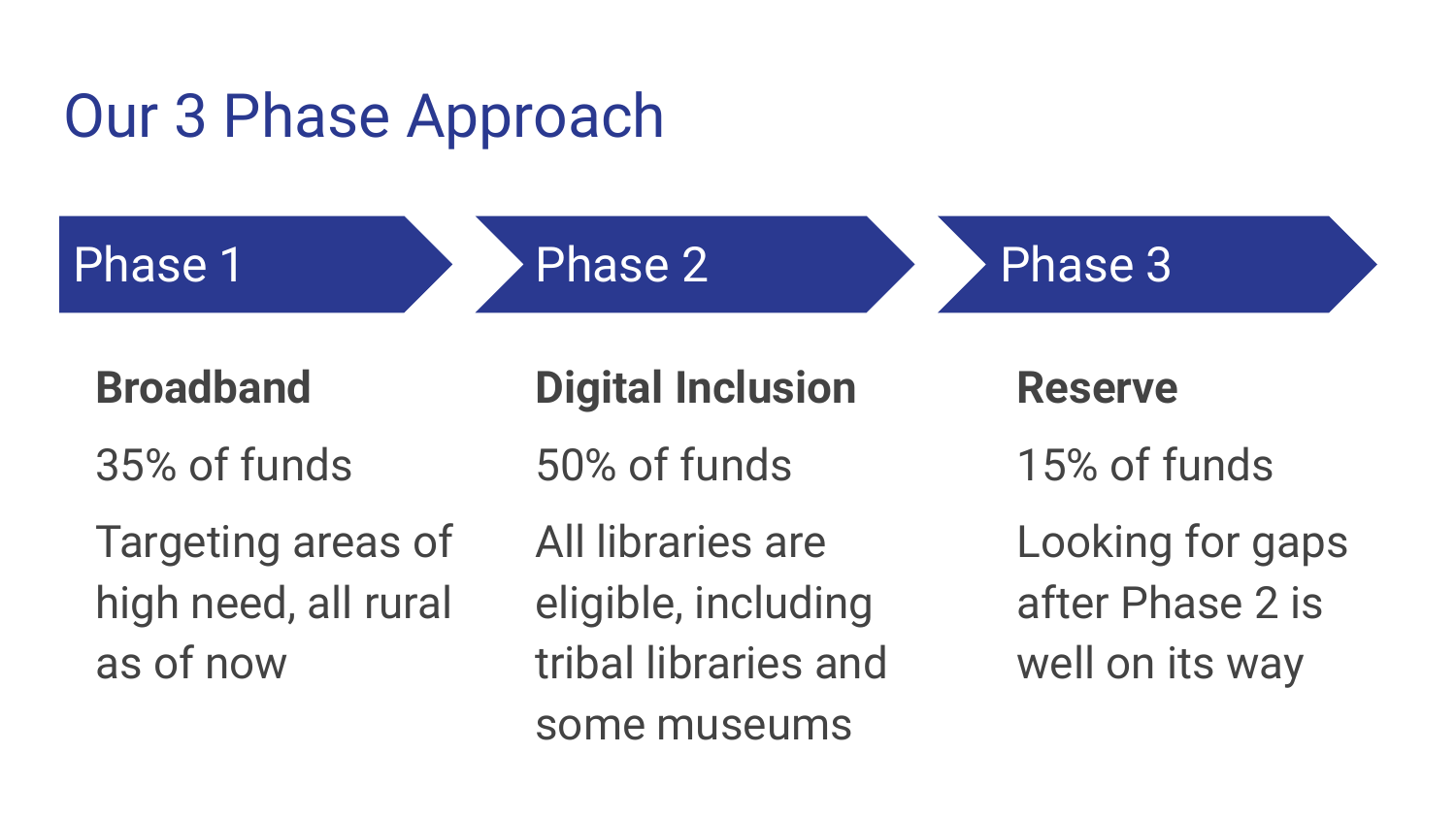# Our 3 Phase Approach

## Phase 1

**Broadband**

35% of funds

Targeting areas of high need, all rural as of now

## Phase 2

**Digital Inclusion**

50% of funds

All libraries are eligible, including tribal libraries and some museums

## Phase 3

**Reserve**

15% of funds

Looking for gaps after Phase 2 is well on its way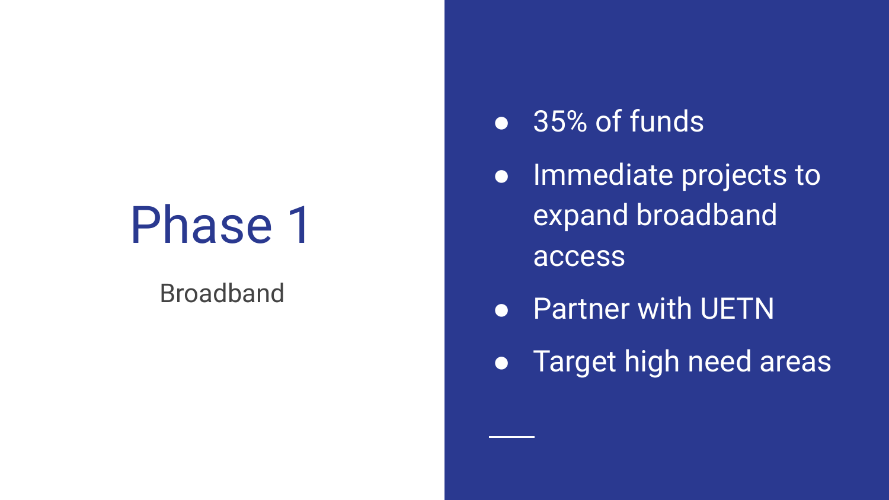# Phase 1

Broadband

- 35% of funds
- Immediate projects to expand broadband access
- Partner with UETN
- Target high need areas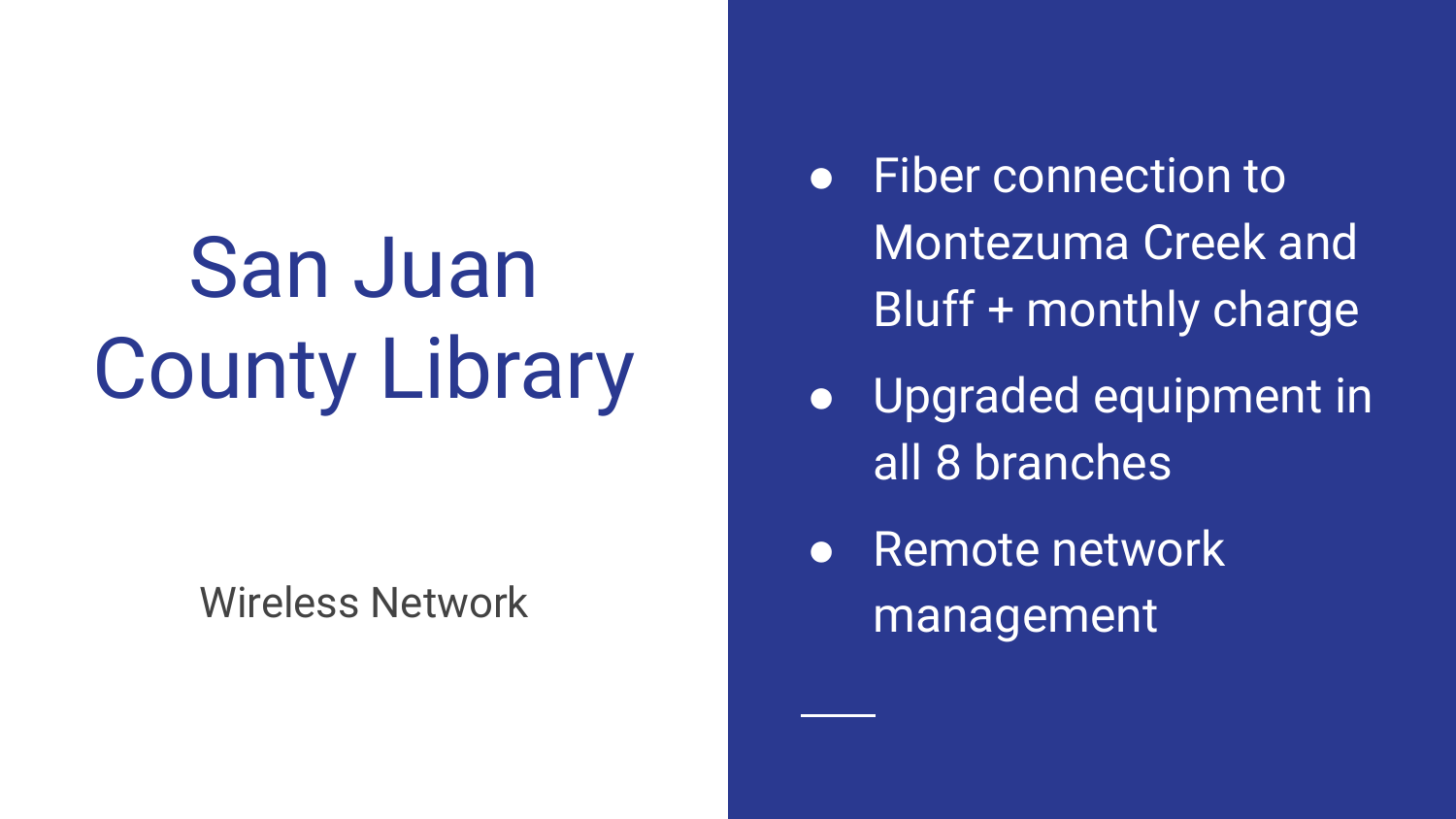# San Juan County Library

Wireless Network

- Fiber connection to Montezuma Creek and Bluff + monthly charge
- Upgraded equipment in all 8 branches
- Remote network management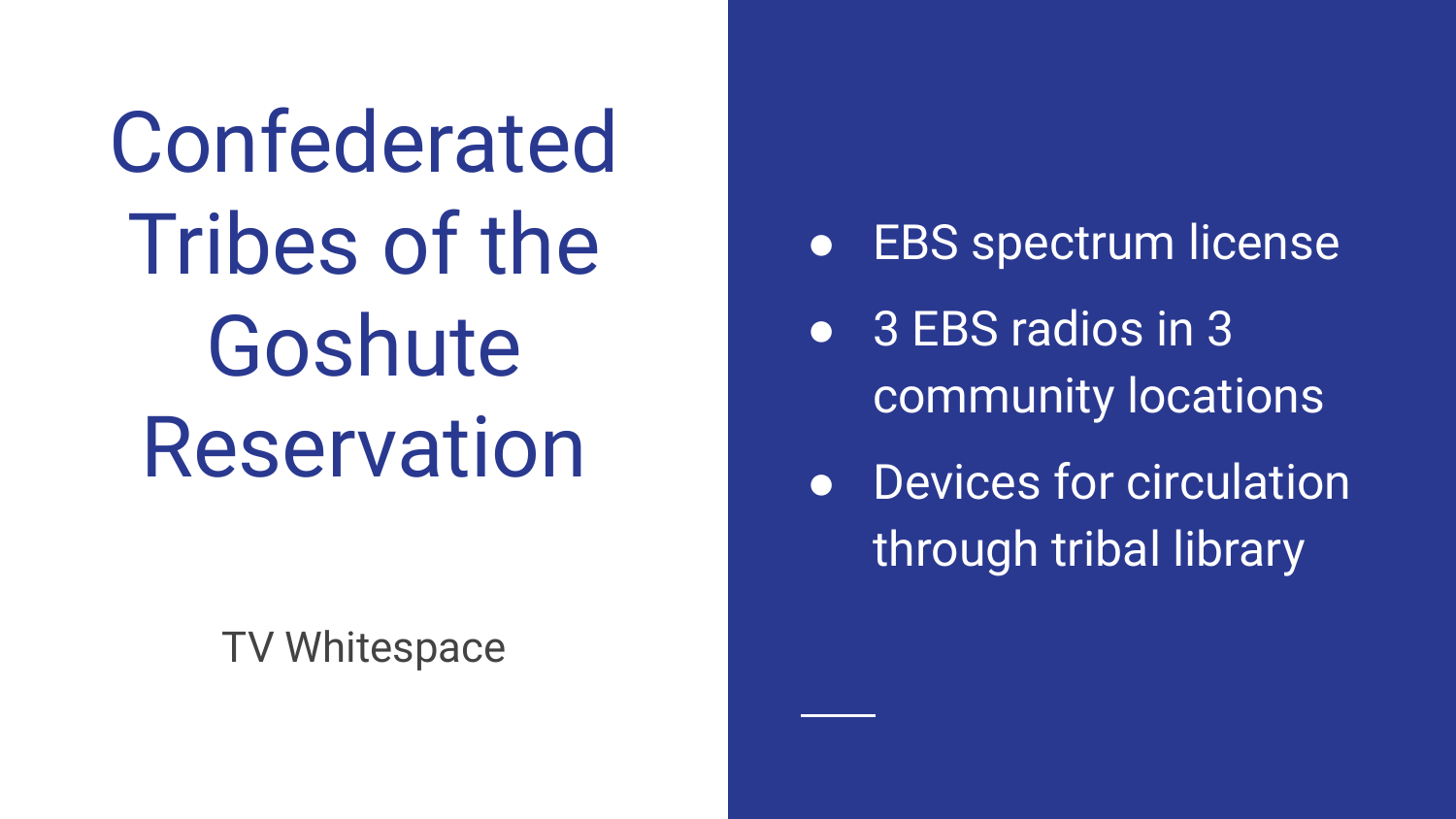# Confederated Tribes of the Goshute Reservation

TV Whitespace

- EBS spectrum license
- 3 EBS radios in 3 community locations
- Devices for circulation through tribal library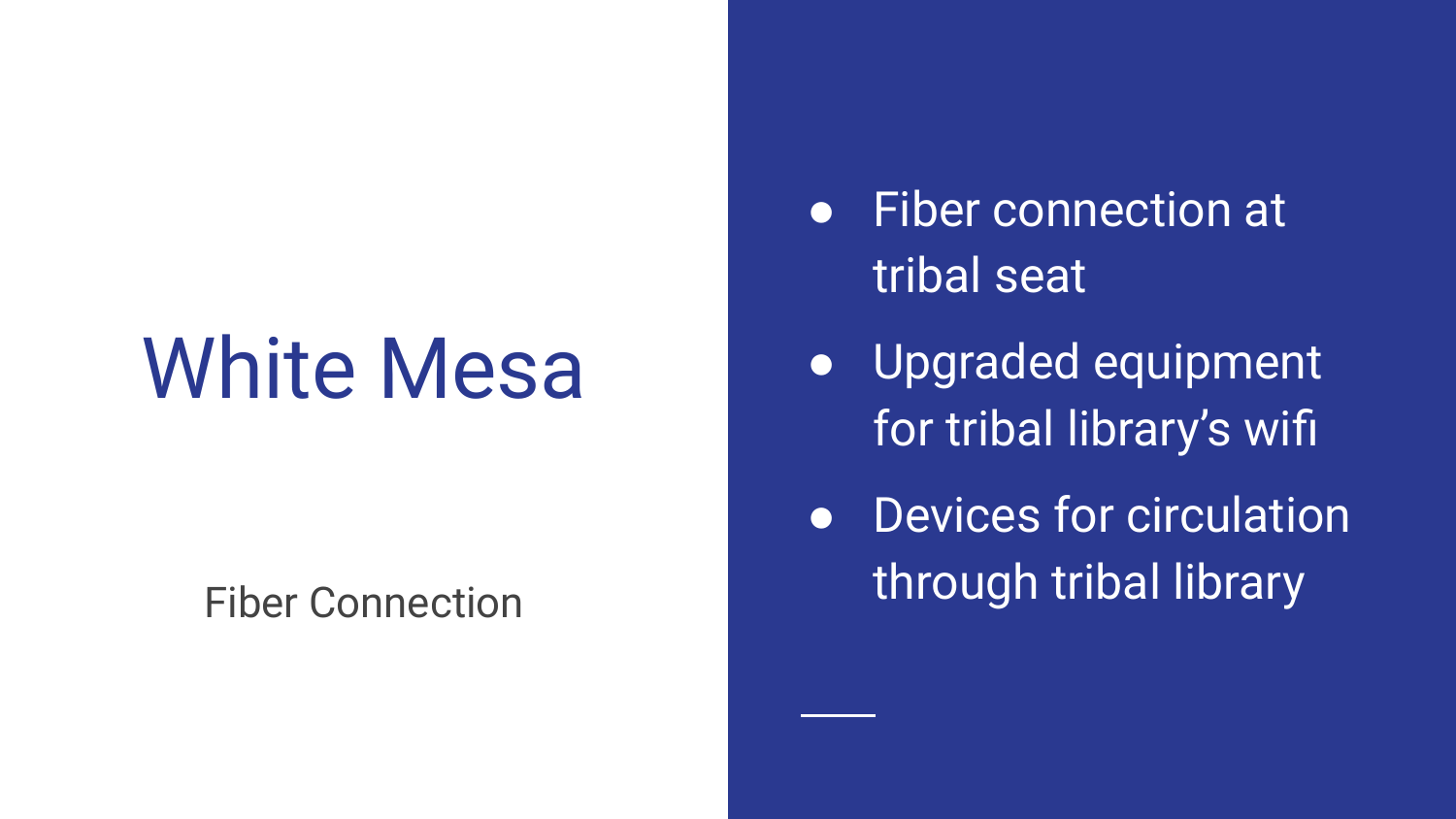# White Mesa

Fiber Connection

- Fiber connection at tribal seat
- Upgraded equipment for tribal library's wifi
- Devices for circulation through tribal library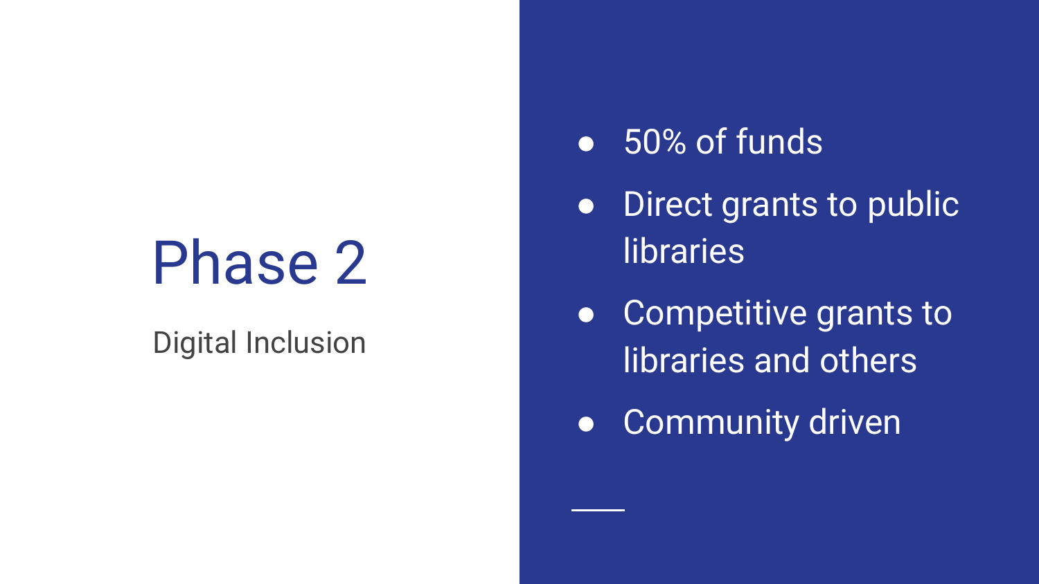# Phase 2

Digital Inclusion

- 50% of funds
- Direct grants to public libraries
- Competitive grants to libraries and others
- Community driven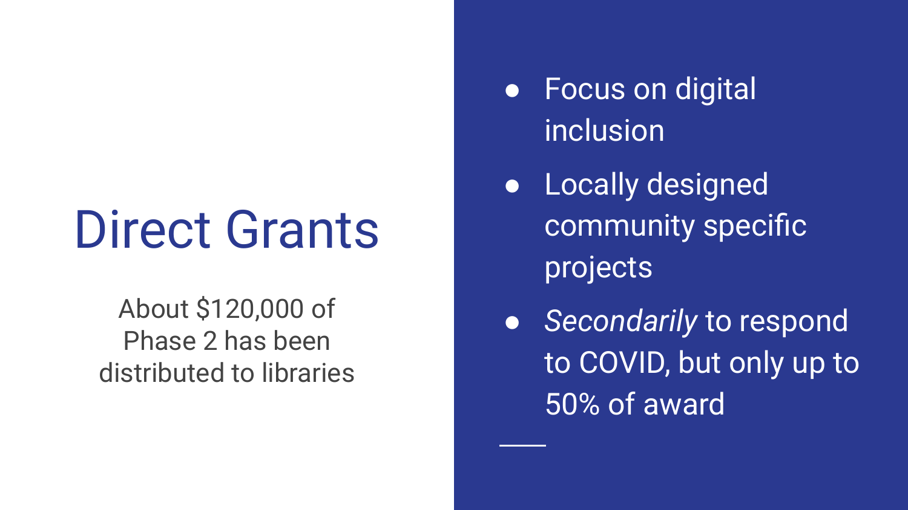# Direct Grants

About $120,000 of Phase 2 has been distributed to libraries

- Focus on digital inclusion
- Locally designed community specific projects
- *Secondarily* to respond to COVID, but only up to 50% of award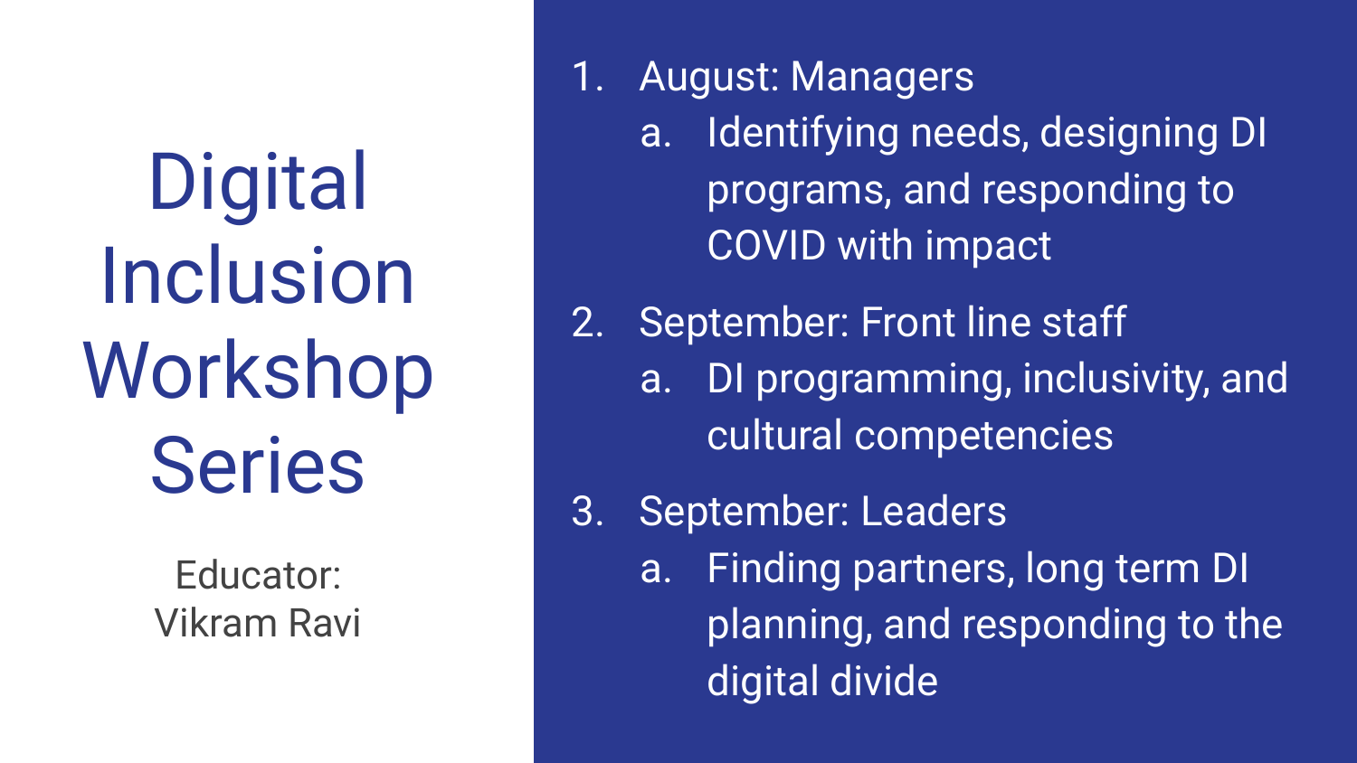# Digital Inclusion Workshop Series

Educator:
Vikram Ravi

1. August: Managers
    a. Identifying needs, designing DI programs, and responding to COVID with impact
2. September: Front line staff
    a. DI programming, inclusivity, and cultural competencies
3. September: Leaders
    a. Finding partners, long term DI planning, and responding to the digital divide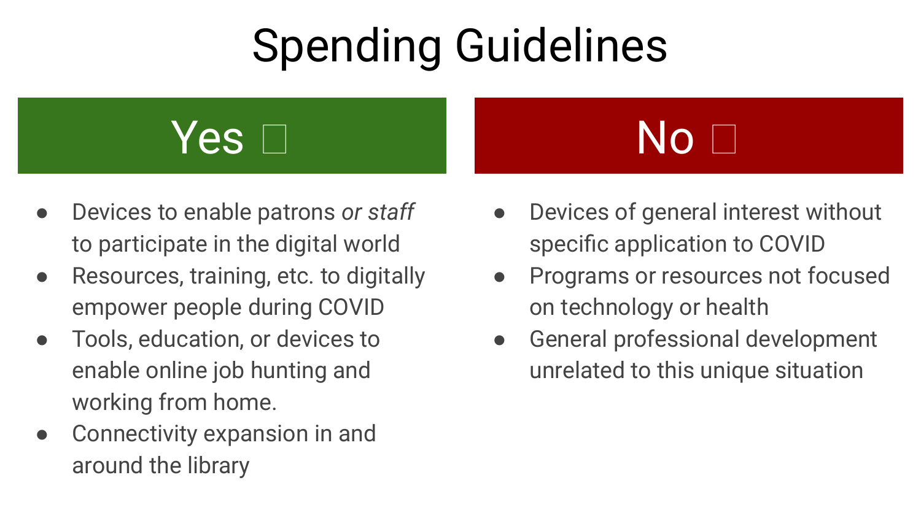# Spending Guidelines

## Yes □

- Devices to enable patrons *or staff* to participate in the digital world
- Resources, training, etc. to digitally empower people during COVID
- Tools, education, or devices to enable online job hunting and working from home.
- Connectivity expansion in and around the library

## No □

- Devices of general interest without specific application to COVID
- Programs or resources not focused on technology or health
- General professional development unrelated to this unique situation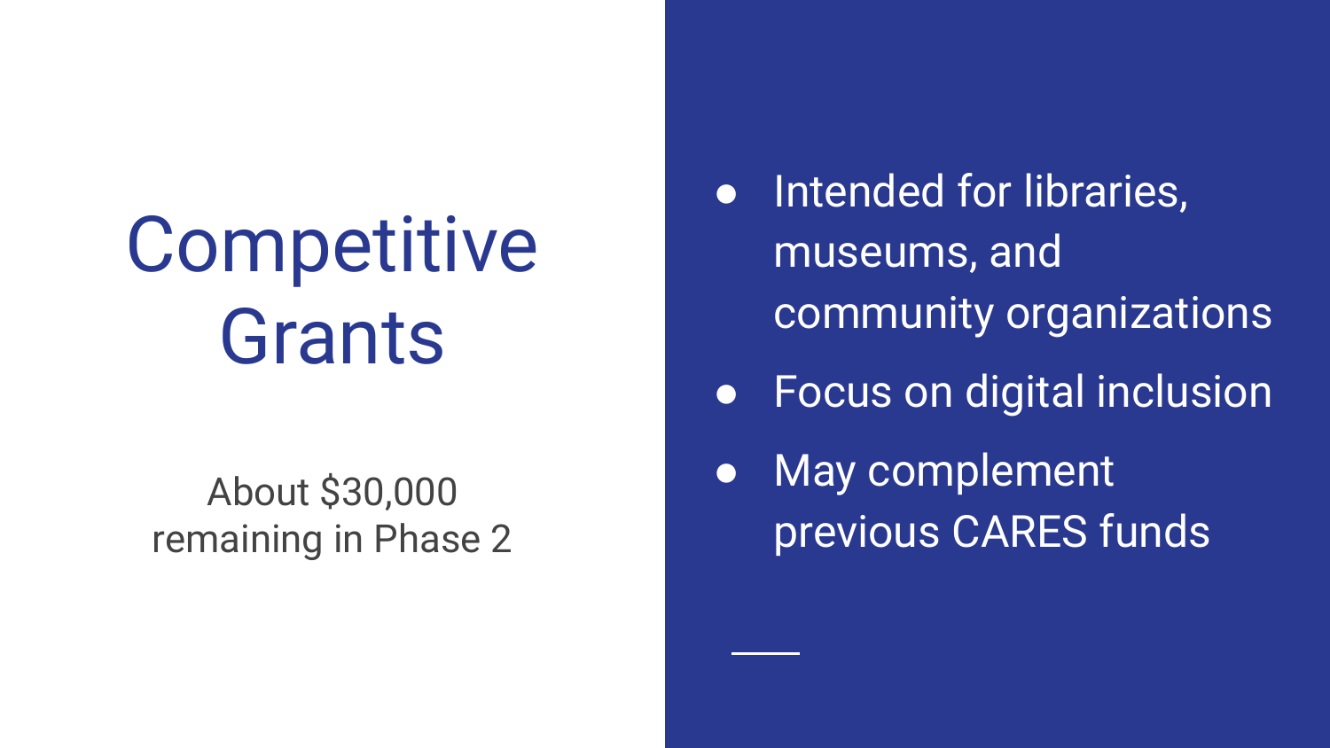# Competitive Grants

About $30,000 remaining in Phase 2

- Intended for libraries, museums, and community organizations
- Focus on digital inclusion
- May complement previous CARES funds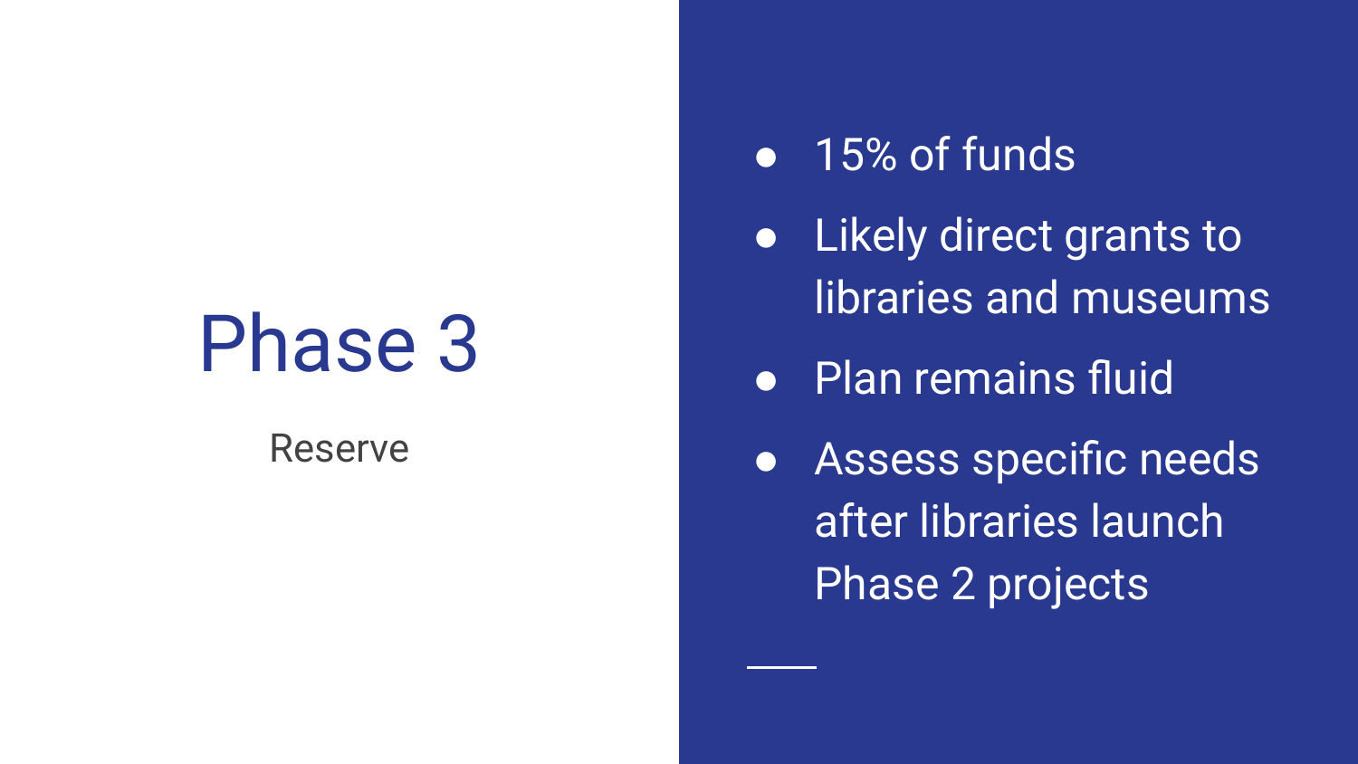# Phase 3

Reserve

- 15% of funds
- Likely direct grants to libraries and museums
- Plan remains fluid
- Assess specific needs after libraries launch Phase 2 projects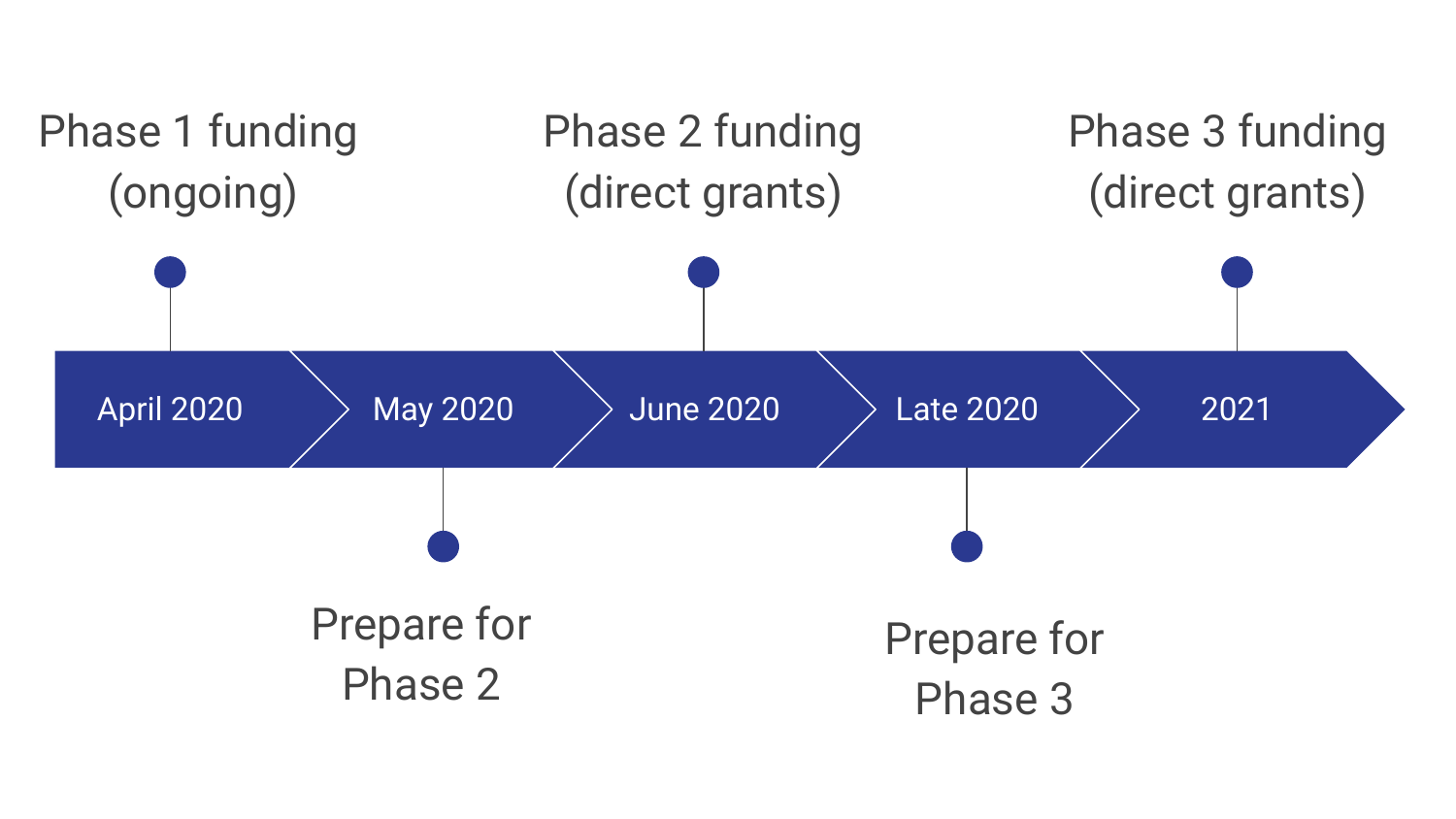Phase 1 funding (ongoing)

Phase 2 funding (direct grants)

Phase 3 funding (direct grants)

April 2020 | May 2020 | June 2020 | Late 2020 | 2021

Prepare for Phase 2

Prepare for Phase 3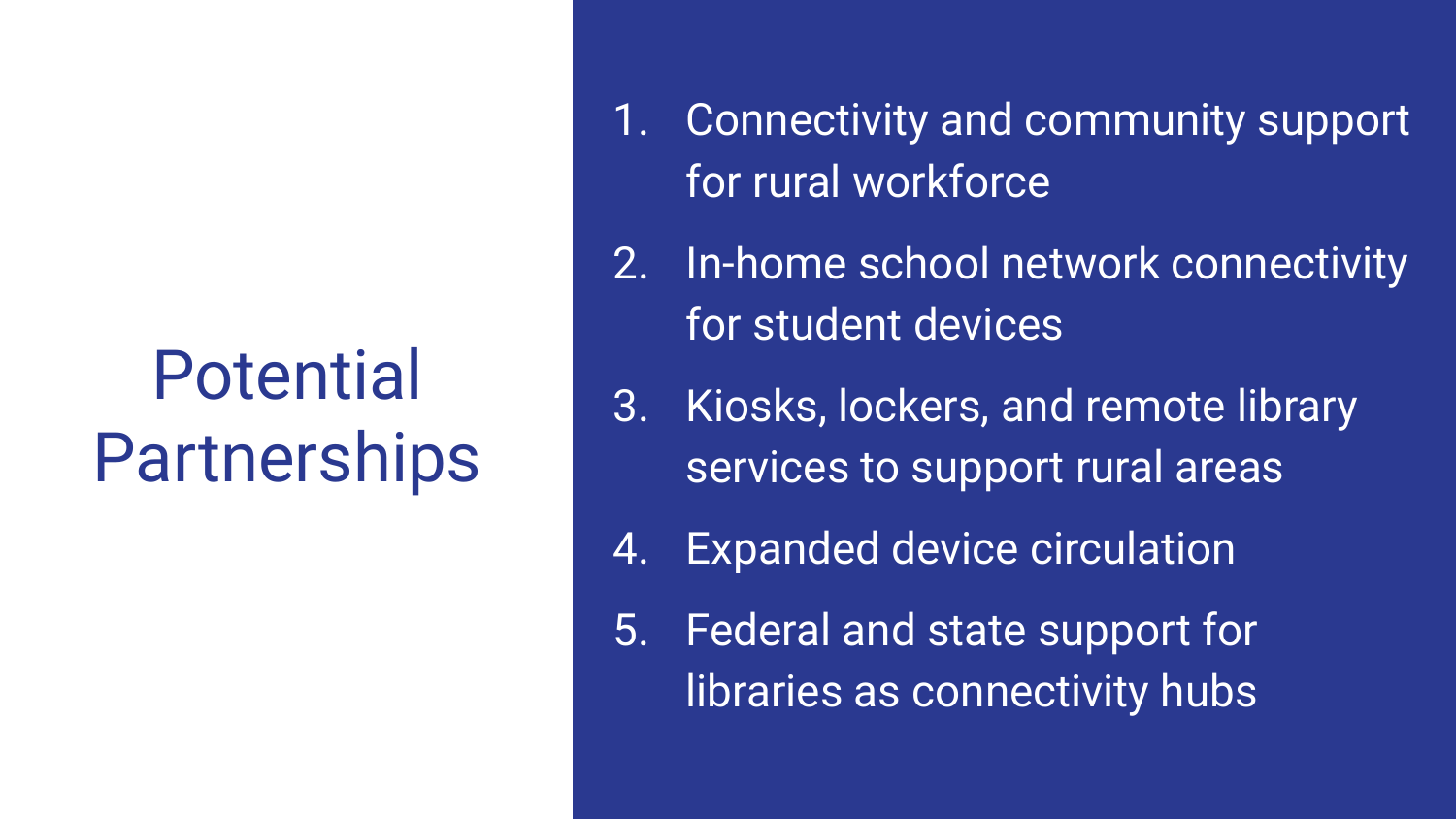# Potential Partnerships

1. Connectivity and community support for rural workforce
2. In-home school network connectivity for student devices
3. Kiosks, lockers, and remote library services to support rural areas
4. Expanded device circulation
5. Federal and state support for libraries as connectivity hubs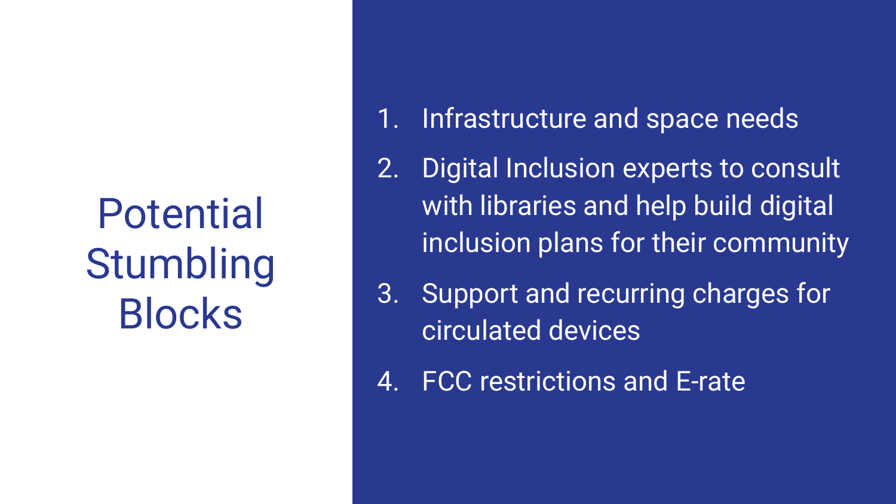# Potential Stumbling Blocks

1. Infrastructure and space needs
2. Digital Inclusion experts to consult with libraries and help build digital inclusion plans for their community
3. Support and recurring charges for circulated devices
4. FCC restrictions and E-rate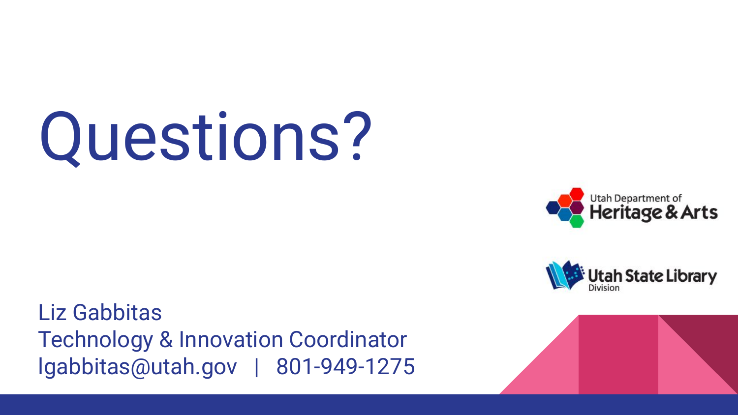# Questions?

Liz Gabbitas
Technology & Innovation Coordinator
lgabbitas@utah.gov | 801-949-1275

Utah Department of Heritage & Arts

Utah State Library Division